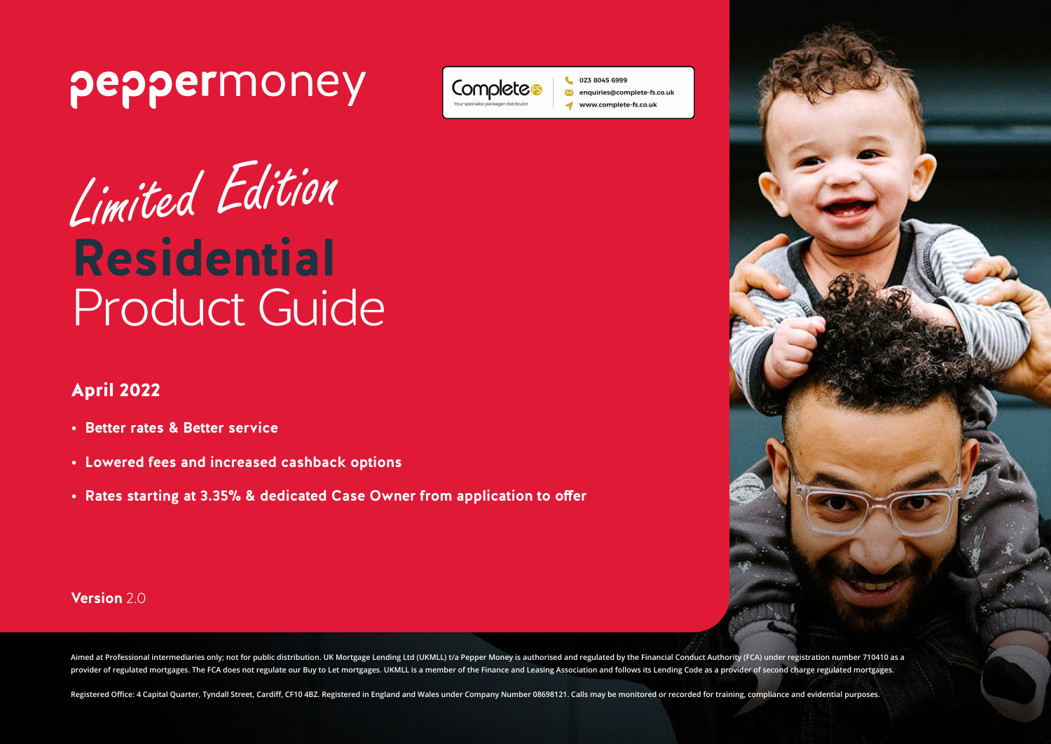peppermoney

Complete FS
Your specialist packager distributor

023 8045 6999
enquiries@complete-fs.co.uk
www.complete-fs.co.uk

*Limited Edition*

# **Residential** Product Guide

## April 2022

- **Better rates & Better service**
- **Lowered fees and increased cashback options**
- **Rates starting at 3.35% & dedicated Case Owner from application to offer**

**Version** 2.0

Aimed at Professional intermediaries only; not for public distribution. UK Mortgage Lending Ltd (UKMLL) t/a Pepper Money is authorised and regulated by the Financial Conduct Authority (FCA) under registration number 710410 as a provider of regulated mortgages. The FCA does not regulate our Buy to Let mortgages. UKMLL is a member of the Finance and Leasing Association and follows its Lending Code as a provider of second charge regulated mortgages.

Registered Office: 4 Capital Quarter, Tyndall Street, Cardiff, CF10 4BZ. Registered in England and Wales under Company Number 08698121. Calls may be monitored or recorded for training, compliance and evidential purposes.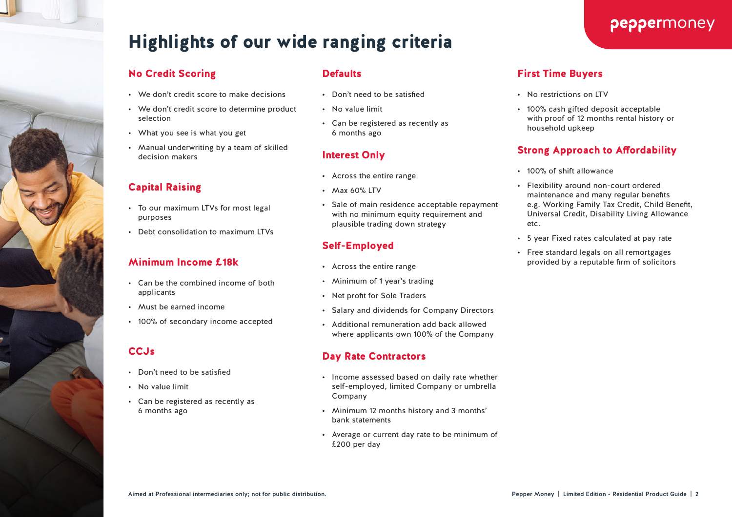# Highlights of our wide ranging criteria

## No Credit Scoring

- We don't credit score to make decisions
- We don't credit score to determine product selection
- What you see is what you get
- Manual underwriting by a team of skilled decision makers

## Capital Raising

- To our maximum LTVs for most legal purposes
- Debt consolidation to maximum LTVs

## Minimum Income £18k

- Can be the combined income of both applicants
- Must be earned income
- 100% of secondary income accepted

## CCJs

- Don't need to be satisfied
- No value limit
- Can be registered as recently as 6 months ago

## Defaults

- Don't need to be satisfied
- No value limit
- Can be registered as recently as 6 months ago

## Interest Only

- Across the entire range
- Max 60% LTV
- Sale of main residence acceptable repayment with no minimum equity requirement and plausible trading down strategy

## Self-Employed

- Across the entire range
- Minimum of 1 year's trading
- Net profit for Sole Traders
- Salary and dividends for Company Directors
- Additional remuneration add back allowed where applicants own 100% of the Company

## Day Rate Contractors

- Income assessed based on daily rate whether self-employed, limited Company or umbrella Company
- Minimum 12 months history and 3 months' bank statements
- Average or current day rate to be minimum of £200 per day

## First Time Buyers

- No restrictions on LTV
- 100% cash gifted deposit acceptable with proof of 12 months rental history or household upkeep

## Strong Approach to Affordability

- 100% of shift allowance
- Flexibility around non-court ordered maintenance and many regular benefits e.g. Working Family Tax Credit, Child Benefit, Universal Credit, Disability Living Allowance etc.
- 5 year Fixed rates calculated at pay rate
- Free standard legals on all remortgages provided by a reputable firm of solicitors

Aimed at Professional intermediaries only; not for public distribution.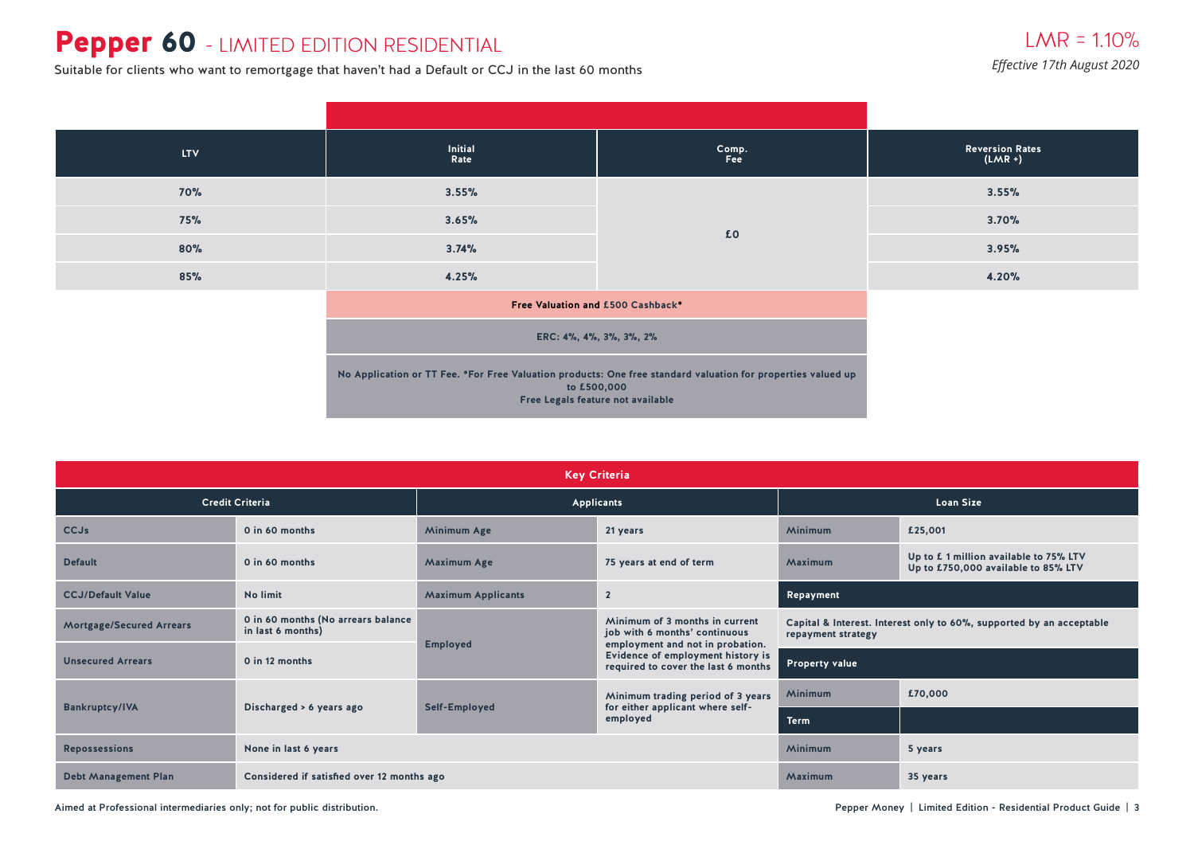# Pepper 60 - LIMITED EDITION RESIDENTIAL

Suitable for clients who want to remortgage that haven't had a Default or CCJ in the last 60 months

LMR = 1.10%

*Effective 17th August 2020*

| LTV | Initial Rate | Comp. Fee | Reversion Rates (LMR +) |
|---|---|---|---|
| 70% | 3.55% | £0 | 3.55% |
| 75% | 3.65% | | 3.70% |
| 80% | 3.74% | | 3.95% |
| 85% | 4.25% | | 4.20% |

**Free Valuation and £500 Cashback***

ERC: 4%, 4%, 3%, 3%, 2%

No Application or TT Fee. *For Free Valuation products: One free standard valuation for properties valued up to £500,000
Free Legals feature not available

## Key Criteria

| Credit Criteria | | Applicants | | Loan Size | |
|---|---|---|---|---|---|
| CCJs | 0 in 60 months | Minimum Age | 21 years | Minimum | £25,001 |
| Default | 0 in 60 months | Maximum Age | 75 years at end of term | Maximum | Up to £ 1 million available to 75% LTV<br>Up to £750,000 available to 85% LTV |
| CCJ/Default Value | No limit | Maximum Applicants | 2 | **Repayment** | |
| Mortgage/Secured Arrears | 0 in 60 months (No arrears balance in last 6 months) | Employed | Minimum of 3 months in current job with 6 months' continuous employment and not in probation. Evidence of employment history is required to cover the last 6 months | Capital & Interest. Interest only to 60%, supported by an acceptable repayment strategy | |
| Unsecured Arrears | 0 in 12 months | | | **Property value** | |
| Bankruptcy/IVA | Discharged > 6 years ago | Self-Employed | Minimum trading period of 3 years for either applicant where self-employed | Minimum | £70,000 |
| | | | | **Term** | |
| Repossessions | None in last 6 years | | | Minimum | 5 years |
| Debt Management Plan | Considered if satisfied over 12 months ago | | | Maximum | 35 years |

Aimed at Professional intermediaries only; not for public distribution.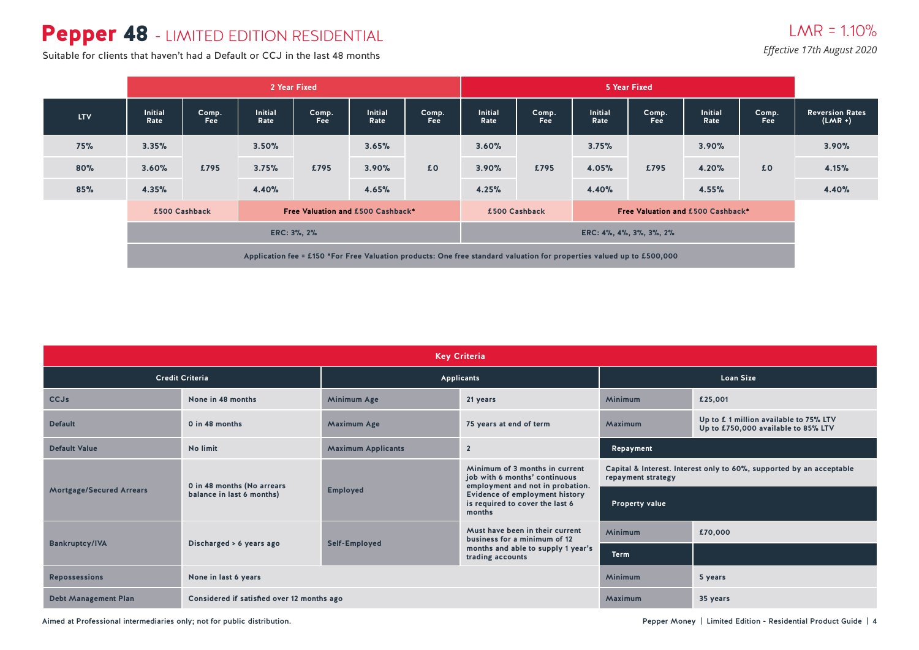# Pepper 48 - LIMITED EDITION RESIDENTIAL

Suitable for clients that haven't had a Default or CCJ in the last 48 months

LMR = 1.10%

*Effective 17th August 2020*

| | 2 Year Fixed | | | | | | 5 Year Fixed | | | | | | |
|---|---|---|---|---|---|---|---|---|---|---|---|---|---|
| LTV | Initial Rate | Comp. Fee | Initial Rate | Comp. Fee | Initial Rate | Comp. Fee | Initial Rate | Comp. Fee | Initial Rate | Comp. Fee | Initial Rate | Comp. Fee | Reversion Rates (LMR +) |
| 75% | 3.35% | £795 | 3.50% | £795 | 3.65% | £0 | 3.60% | £795 | 3.75% | £795 | 3.90% | £0 | 3.90% |
| 80% | 3.60% | £795 | 3.75% | £795 | 3.90% | £0 | 3.90% | £795 | 4.05% | £795 | 4.20% | £0 | 4.15% |
| 85% | 4.35% | £795 | 4.40% | £795 | 4.65% | £0 | 4.25% | £795 | 4.40% | £795 | 4.55% | £0 | 4.40% |
| | £500 Cashback | | Free Valuation and £500 Cashback* | | | | £500 Cashback | | Free Valuation and £500 Cashback* | | | | |
| | ERC: 3%, 2% | | | | | | ERC: 4%, 4%, 3%, 3%, 2% | | | | | | |

Application fee = £150 *For Free Valuation products: One free standard valuation for properties valued up to £500,000

## Key Criteria

| Credit Criteria | | Applicants | |
|---|---|---|---|
| CCJs | None in 48 months | Minimum Age | 21 years |
| Default | 0 in 48 months | Maximum Age | 75 years at end of term |
| Default Value | No limit | Maximum Applicants | 2 |
| Mortgage/Secured Arrears | 0 in 48 months (No arrears balance in last 6 months) | Employed | Minimum of 3 months in current job with 6 months' continuous employment and not in probation. Evidence of employment history is required to cover the last 6 months |
| Bankruptcy/IVA | Discharged > 6 years ago | Self-Employed | Must have been in their current business for a minimum of 12 months and able to supply 1 year's trading accounts |
| Repossessions | None in last 6 years | | |
| Debt Management Plan | Considered if satisfied over 12 months ago | | |

| Loan Size | |
|---|---|
| Minimum | £25,001 |
| Maximum | Up to £ 1 million available to 75% LTV<br>Up to £750,000 available to 85% LTV |
| **Repayment** | |
| Capital & Interest. Interest only to 60%, supported by an acceptable repayment strategy | |
| **Property value** | |
| Minimum | £70,000 |
| **Term** | |
| Minimum | 5 years |
| Maximum | 35 years |

Aimed at Professional intermediaries only; not for public distribution.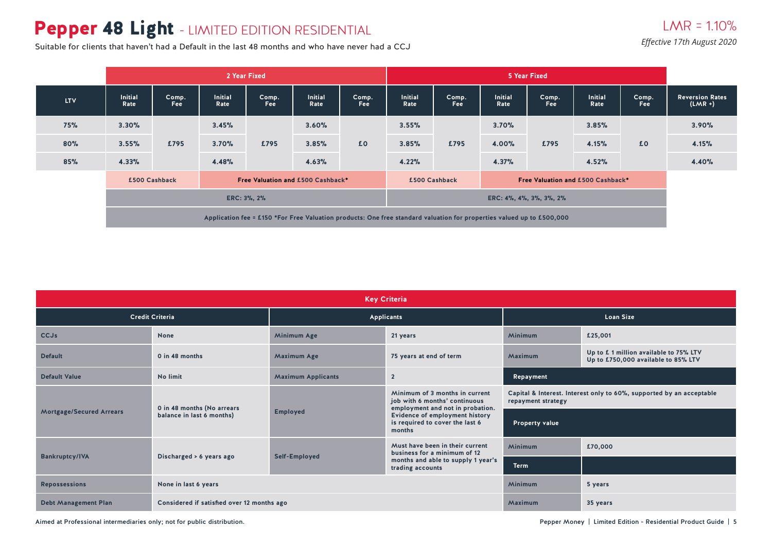# Pepper 48 Light - LIMITED EDITION RESIDENTIAL

Suitable for clients that haven't had a Default in the last 48 months and who have never had a CCJ

LMR = 1.10%

*Effective 17th August 2020*

| | 2 Year Fixed | | | | | | 5 Year Fixed | | | | | | |
|---|---|---|---|---|---|---|---|---|---|---|---|---|---|
| **LTV** | **Initial Rate** | **Comp. Fee** | **Initial Rate** | **Comp. Fee** | **Initial Rate** | **Comp. Fee** | **Initial Rate** | **Comp. Fee** | **Initial Rate** | **Comp. Fee** | **Initial Rate** | **Comp. Fee** | **Reversion Rates (LMR +)** |
| 75% | 3.30% | £795 | 3.45% | £795 | 3.60% | £0 | 3.55% | £795 | 3.70% | £795 | 3.85% | £0 | 3.90% |
| 80% | 3.55% | £795 | 3.70% | £795 | 3.85% | £0 | 3.85% | £795 | 4.00% | £795 | 4.15% | £0 | 4.15% |
| 85% | 4.33% | £795 | 4.48% | £795 | 4.63% | £0 | 4.22% | £795 | 4.37% | £795 | 4.52% | £0 | 4.40% |
| | £500 Cashback | | Free Valuation and £500 Cashback* | | | | £500 Cashback | | Free Valuation and £500 Cashback* | | | | |
| | ERC: 3%, 2% | | | | | | ERC: 4%, 4%, 3%, 3%, 2% | | | | | | |

Application fee = £150 *For Free Valuation products: One free standard valuation for properties valued up to £500,000

## Key Criteria

| Credit Criteria | | Applicants | | Loan Size | |
|---|---|---|---|---|---|
| CCJs | None | Minimum Age | 21 years | Minimum | £25,001 |
| Default | 0 in 48 months | Maximum Age | 75 years at end of term | Maximum | Up to £ 1 million available to 75% LTV<br>Up to £750,000 available to 85% LTV |
| Default Value | No limit | Maximum Applicants | 2 | **Repayment** | |
| Mortgage/Secured Arrears | 0 in 48 months (No arrears balance in last 6 months) | Employed | Minimum of 3 months in current job with 6 months' continuous employment and not in probation. Evidence of employment history is required to cover the last 6 months | Capital & Interest. Interest only to 60%, supported by an acceptable repayment strategy | |
| | | | | **Property value** | |
| Bankruptcy/IVA | Discharged > 6 years ago | Self-Employed | Must have been in their current business for a minimum of 12 months and able to supply 1 year's trading accounts | Minimum | £70,000 |
| | | | | **Term** | |
| Repossessions | None in last 6 years | | | Minimum | 5 years |
| Debt Management Plan | Considered if satisfied over 12 months ago | | | Maximum | 35 years |

Aimed at Professional intermediaries only; not for public distribution.